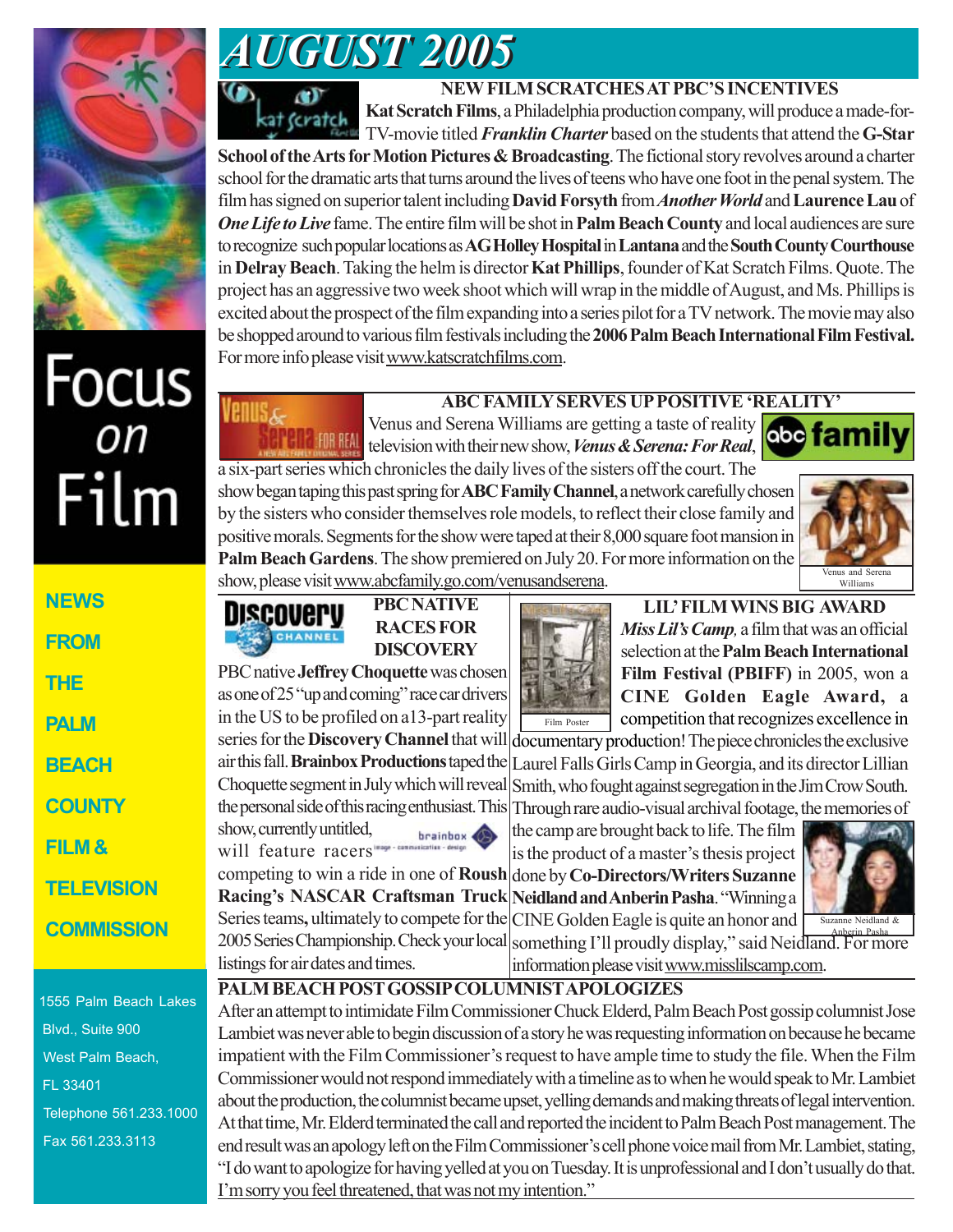# AUGUST 2005

Focus on Film

NEWS FROM THE PALM BEACH COUNTY FILM & TELEVISION COMMISSION

1555 Palm Beach Lakes Blvd., Suite 900
West Palm Beach, FL 33401
Telephone 561.233.1000
Fax 561.233.3113

## NEW FILM SCRATCHES AT PBC'S INCENTIVES

**Kat Scratch Films**, a Philadelphia production company, will produce a made-for-TV-movie titled ***Franklin Charter*** based on the students that attend the **G-Star School of the Arts for Motion Pictures & Broadcasting**. The fictional story revolves around a charter school for the dramatic arts that turns around the lives of teens who have one foot in the penal system. The film has signed on superior talent including **David Forsyth** from ***Another World*** and **Laurence Lau** of ***One Life to Live*** fame. The entire film will be shot in **Palm Beach County** and local audiences are sure to recognize such popular locations as **AG Holley Hospital** in **Lantana** and the **South County Courthouse** in **Delray Beach**. Taking the helm is director **Kat Phillips**, founder of Kat Scratch Films. Quote. The project has an aggressive two week shoot which will wrap in the middle of August, and Ms. Phillips is excited about the prospect of the film expanding into a series pilot for a TV network. The movie may also be shopped around to various film festivals including the **2006 Palm Beach International Film Festival.** For more info please visit www.katscratchfilms.com.

## ABC FAMILY SERVES UP POSITIVE 'REALITY'

Venus and Serena Williams are getting a taste of reality television with their new show, ***Venus & Serena: For Real***, a six-part series which chronicles the daily lives of the sisters off the court. The show began taping this past spring for **ABC Family Channel**, a network carefully chosen by the sisters who consider themselves role models, to reflect their close family and positive morals. Segments for the show were taped at their 8,000 square foot mansion in **Palm Beach Gardens**. The show premiered on July 20. For more information on the show, please visit www.abcfamily.go.com/venusandserena.

Venus and Serena Williams

## PBC NATIVE RACES FOR DISCOVERY

PBC native **Jeffrey Choquette** was chosen as one of 25 "up and coming" race car drivers in the US to be profiled on a13-part reality series for the **Discovery Channel** that will air this fall. **Brainbox Productions** taped the Choquette segment in July which will reveal the personal side of this racing enthusiast. This show, currently untitled, will feature racers competing to win a ride in one of **Roush Racing's NASCAR Craftsman Truck Series teams,** ultimately to compete for the 2005 Series Championship. Check your local listings for air dates and times.

## LIL' FILM WINS BIG AWARD

***Miss Lil's Camp***, a film that was an official selection at the **Palm Beach International Film Festival (PBIFF)** in 2005, won a **CINE Golden Eagle Award,** a competition that recognizes excellence in documentary production! The piece chronicles the exclusive Laurel Falls Girls Camp in Georgia, and its director Lillian Smith, who fought against segregation in the Jim Crow South. Through rare audio-visual archival footage, the memories of the camp are brought back to life. The film is the product of a master's thesis project done by **Co-Directors/Writers Suzanne Neidland and Anberin Pasha**. "Winning a CINE Golden Eagle is quite an honor and something I'll proudly display," said Neidland. For more information please visit www.misslilscamp.com.

Film Poster

Suzanne Neidland & Anberin Pasha

## PALM BEACH POST GOSSIP COLUMNIST APOLOGIZES

After an attempt to intimidate Film Commissioner Chuck Elderd, Palm Beach Post gossip columnist Jose Lambiet was never able to begin discussion of a story he was requesting information on because he became impatient with the Film Commissioner's request to have ample time to study the file. When the Film Commissioner would not respond immediately with a timeline as to when he would speak to Mr. Lambiet about the production, the columnist became upset, yelling demands and making threats of legal intervention. At that time, Mr. Elderd terminated the call and reported the incident to Palm Beach Post management. The end result was an apology left on the Film Commissioner's cell phone voice mail from Mr. Lambiet, stating, "I do want to apologize for having yelled at you on Tuesday. It is unprofessional and I don't usually do that. I'm sorry you feel threatened, that was not my intention."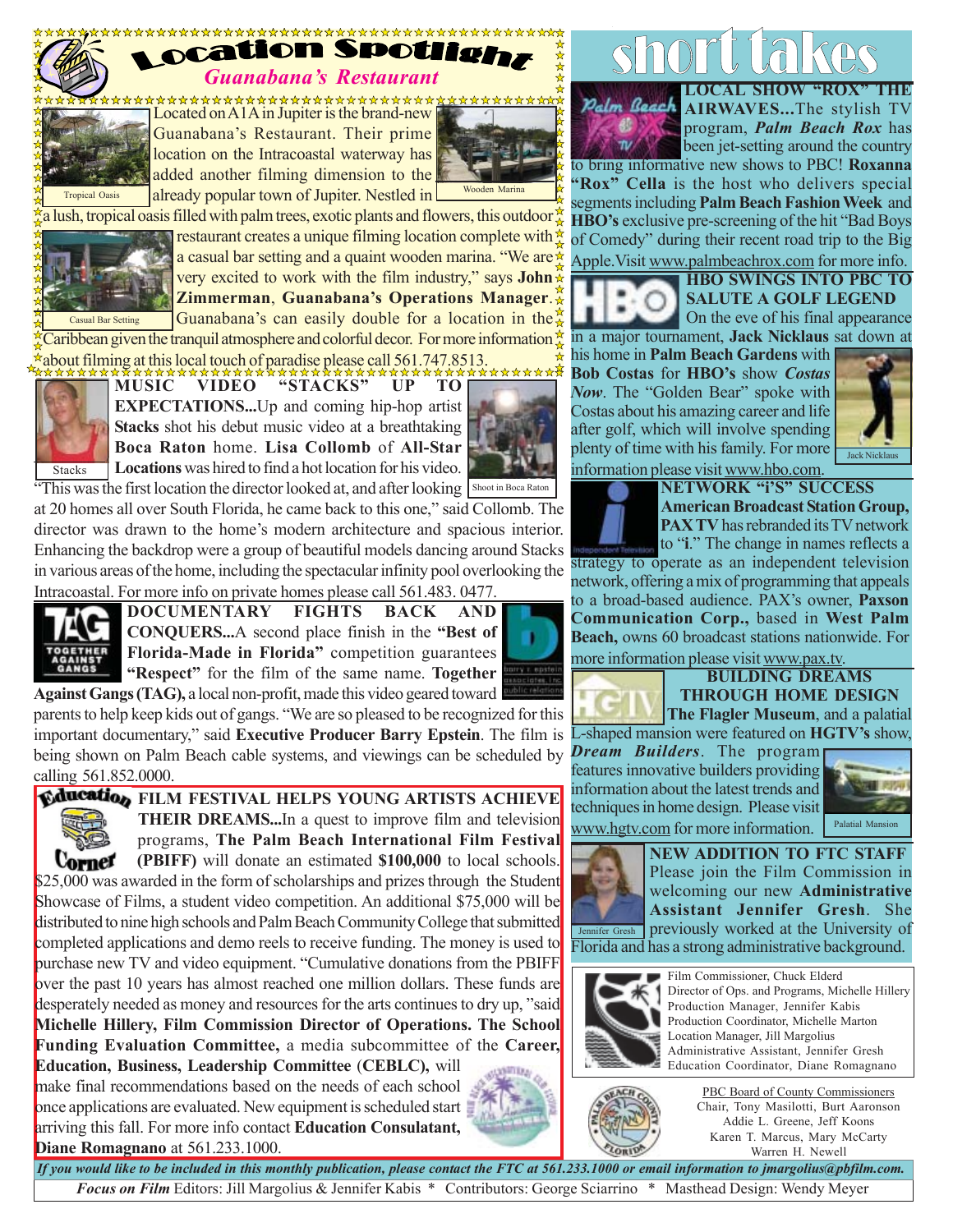# Location Spotlight

## *Guanabana's Restaurant*

Tropical Oasis

Wooden Marina

Located on A1A in Jupiter is the brand-new Guanabana's Restaurant. Their prime location on the Intracoastal waterway has added another filming dimension to the already popular town of Jupiter. Nestled in a lush, tropical oasis filled with palm trees, exotic plants and flowers, this outdoor restaurant creates a unique filming location complete with a casual bar setting and a quaint wooden marina. "We are very excited to work with the film industry," says **John Zimmerman**, **Guanabana's Operations Manager**. Guanabana's can easily double for a location in the Caribbean given the tranquil atmosphere and colorful decor. For more information about filming at this local touch of paradise please call 561.747.8513.

Casual Bar Setting

Stacks

Shoot in Boca Raton

**MUSIC VIDEO "STACKS" UP TO EXPECTATIONS...**Up and coming hip-hop artist **Stacks** shot his debut music video at a breathtaking **Boca Raton** home. **Lisa Collomb** of **All-Star Locations** was hired to find a hot location for his video. "This was the first location the director looked at, and after looking at 20 homes all over South Florida, he came back to this one," said Collomb. The director was drawn to the home's modern architecture and spacious interior. Enhancing the backdrop were a group of beautiful models dancing around Stacks in various areas of the home, including the spectacular infinity pool overlooking the Intracoastal. For more info on private homes please call 561.483. 0477.

**DOCUMENTARY FIGHTS BACK AND CONQUERS...**A second place finish in the **"Best of Florida-Made in Florida"** competition guarantees **"Respect"** for the film of the same name. **Together Against Gangs (TAG),** a local non-profit, made this video geared toward parents to help keep kids out of gangs. "We are so pleased to be recognized for this important documentary," said **Executive Producer Barry Epstein**. The film is being shown on Palm Beach cable systems, and viewings can be scheduled by calling 561.852.0000.

### Education Corner

**FILM FESTIVAL HELPS YOUNG ARTISTS ACHIEVE THEIR DREAMS...**In a quest to improve film and television programs, **The Palm Beach International Film Festival (PBIFF)** will donate an estimated **$100,000** to local schools. $25,000 was awarded in the form of scholarships and prizes through the Student Showcase of Films, a student video competition. An additional $75,000 will be distributed to nine high schools and Palm Beach Community College that submitted completed applications and demo reels to receive funding. The money is used to purchase new TV and video equipment. "Cumulative donations from the PBIFF over the past 10 years has almost reached one million dollars. These funds are desperately needed as money and resources for the arts continues to dry up, "said **Michelle Hillery, Film Commission Director of Operations. The School Funding Evaluation Committee,** a media subcommittee of the **Career, Education, Business, Leadership Committee** (**CEBLC),** will make final recommendations based on the needs of each school once applications are evaluated. New equipment is scheduled start arriving this fall. For more info contact **Education Consulatant, Diane Romagnano** at 561.233.1000.

# short takes

**LOCAL SHOW "ROX" THE AIRWAVES...**The stylish TV program, ***Palm Beach Rox*** has been jet-setting around the country to bring informative new shows to PBC! **Roxanna "Rox" Cella** is the host who delivers special segments including **Palm Beach Fashion Week** and **HBO's** exclusive pre-screening of the hit "Bad Boys of Comedy" during their recent road trip to the Big Apple. Visit www.palmbeachrox.com for more info.

**HBO SWINGS INTO PBC TO SALUTE A GOLF LEGEND**
On the eve of his final appearance in a major tournament, **Jack Nicklaus** sat down at his home in **Palm Beach Gardens** with **Bob Costas** for **HBO's** show ***Costas Now***. The "Golden Bear" spoke with Costas about his amazing career and life after golf, which will involve spending plenty of time with his family. For more information please visit www.hbo.com.

Jack Nicklaus

**NETWORK "i'S" SUCCESS**
**American Broadcast Station Group, PAX TV** has rebranded its TV network to "**i**." The change in names reflects a strategy to operate as an independent television network, offering a mix of programming that appeals to a broad-based audience. PAX's owner, **Paxson Communication Corp.,** based in **West Palm Beach,** owns 60 broadcast stations nationwide. For more information please visit www.pax.tv.

**BUILDING DREAMS THROUGH HOME DESIGN**
**The Flagler Museum**, and a palatial L-shaped mansion were featured on **HGTV's** show, ***Dream Builders***. The program features innovative builders providing information about the latest trends and techniques in home design. Please visit www.hgtv.com for more information.

Palatial Mansion

**NEW ADDITION TO FTC STAFF**
Please join the Film Commission in welcoming our new **Administrative Assistant Jennifer Gresh**. She previously worked at the University of Florida and has a strong administrative background.

Jennifer Gresh

Film Commissioner, Chuck Elderd
Director of Ops. and Programs, Michelle Hillery
Production Manager, Jennifer Kabis
Production Coordinator, Michelle Marton
Location Manager, Jill Margolius
Administrative Assistant, Jennifer Gresh
Education Coordinator, Diane Romagnano

PBC Board of County Commissioners
Chair, Tony Masilotti, Burt Aaronson
Addie L. Greene, Jeff Koons
Karen T. Marcus, Mary McCarty
Warren H. Newell

*If you would like to be included in this monthly publication, please contact the FTC at 561.233.1000 or email information to jmargolius@pbfilm.com.*

***Focus on Film*** Editors: Jill Margolius & Jennifer Kabis * Contributors: George Sciarrino * Masthead Design: Wendy Meyer